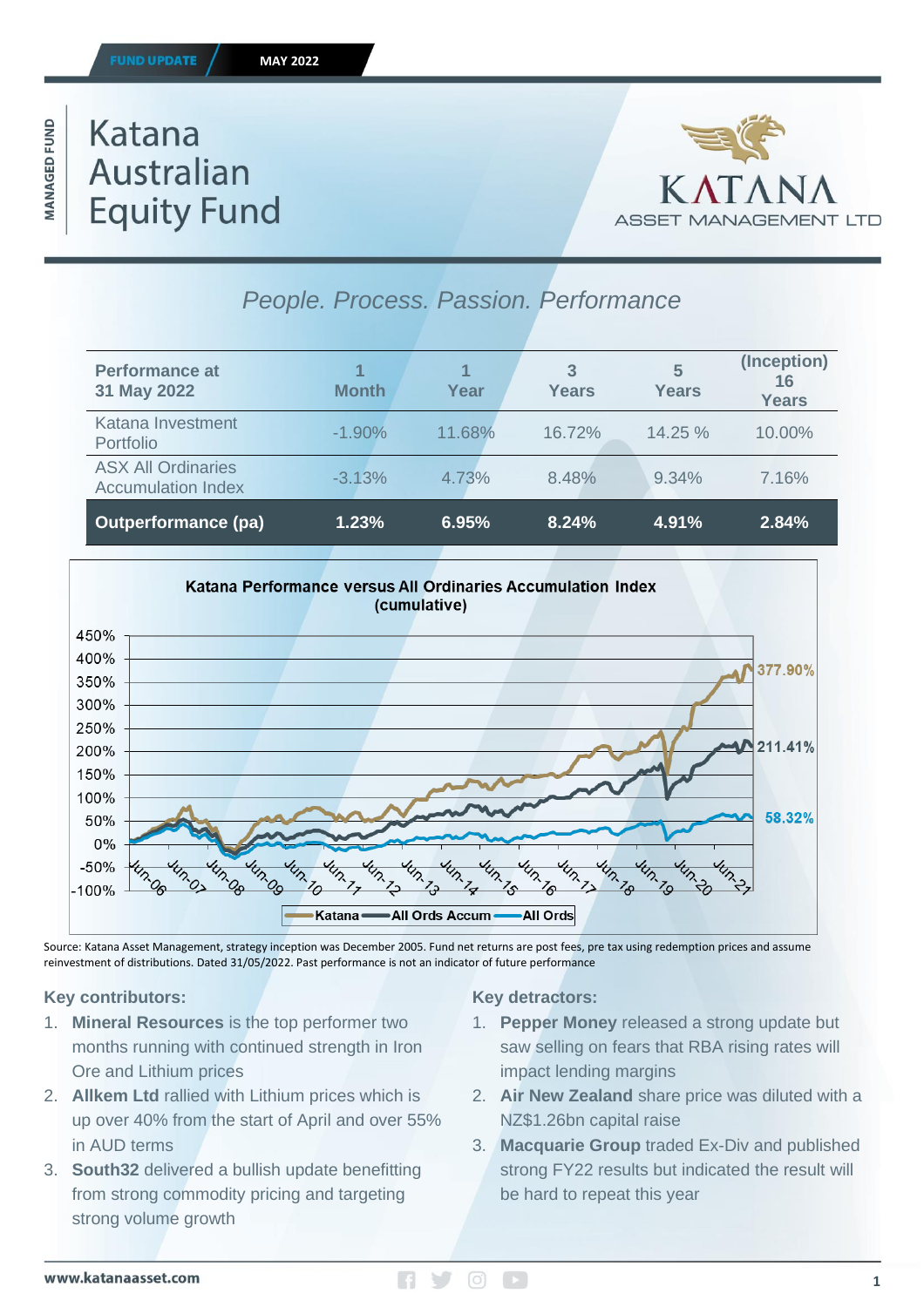FUND UPDATE MAY 2022

MANAGED FUND

# Katana Australian Equity Fund

KATANA ASSET MANAGEMENT LTD

*People. Process. Passion. Performance*

| Performance at 31 May 2022 | 1 Month | 1 Year | 3 Years | 5 Years | (Inception) 16 Years |
|---|---|---|---|---|---|
| Katana Investment Portfolio | -1.90% | 11.68% | 16.72% | 14.25 % | 10.00% |
| ASX All Ordinaries Accumulation Index | -3.13% | 4.73% | 8.48% | 9.34% | 7.16% |
| **Outperformance (pa)** | **1.23%** | **6.95%** | **8.24%** | **4.91%** | **2.84%** |

**Katana Performance versus All Ordinaries Accumulation Index (cumulative)**

Katana: 377.90% — All Ords Accum: 211.41% — All Ords: 58.32%

Source: Katana Asset Management, strategy inception was December 2005. Fund net returns are post fees, pre tax using redemption prices and assume reinvestment of distributions. Dated 31/05/2022. Past performance is not an indicator of future performance

### Key contributors:

1. **Mineral Resources** is the top performer two months running with continued strength in Iron Ore and Lithium prices
2. **Allkem Ltd** rallied with Lithium prices which is up over 40% from the start of April and over 55% in AUD terms
3. **South32** delivered a bullish update benefitting from strong commodity pricing and targeting strong volume growth

### Key detractors:

1. **Pepper Money** released a strong update but saw selling on fears that RBA rising rates will impact lending margins
2. **Air New Zealand** share price was diluted with a NZ$1.26bn capital raise
3. **Macquarie Group** traded Ex-Div and published strong FY22 results but indicated the result will be hard to repeat this year

www.katanaasset.com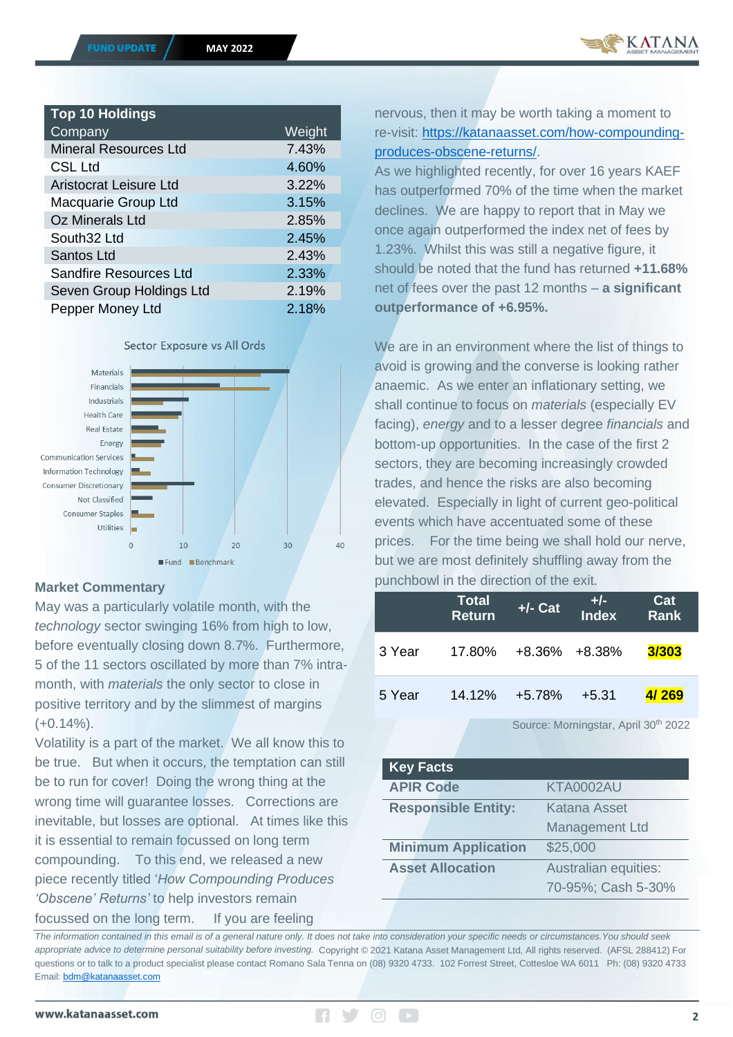| Top 10 Holdings | |
|---|---|
| Company | Weight |
| Mineral Resources Ltd | 7.43% |
| CSL Ltd | 4.60% |
| Aristocrat Leisure Ltd | 3.22% |
| Macquarie Group Ltd | 3.15% |
| Oz Minerals Ltd | 2.85% |
| South32 Ltd | 2.45% |
| Santos Ltd | 2.43% |
| Sandfire Resources Ltd | 2.33% |
| Seven Group Holdings Ltd | 2.19% |
| Pepper Money Ltd | 2.18% |

Sector Exposure vs All Ords

Materials
Financials
Industrials
Health Care
Real Estate
Energy
Communication Services
Information Technology
Consumer Discretionary
Not Classified
Consumer Staples
Utilities

0 10 20 30 40

Fund Benchmark

## Market Commentary

May was a particularly volatile month, with the *technology* sector swinging 16% from high to low, before eventually closing down 8.7%. Furthermore, 5 of the 11 sectors oscillated by more than 7% intra-month, with *materials* the only sector to close in positive territory and by the slimmest of margins (+0.14%).

Volatility is a part of the market. We all know this to be true. But when it occurs, the temptation can still be to run for cover! Doing the wrong thing at the wrong time will guarantee losses. Corrections are inevitable, but losses are optional. At times like this it is essential to remain focussed on long term compounding. To this end, we released a new piece recently titled '*How Compounding Produces 'Obscene' Returns'* to help investors remain focussed on the long term. If you are feeling nervous, then it may be worth taking a moment to re-visit: https://katanaasset.com/how-compounding-produces-obscene-returns/.

As we highlighted recently, for over 16 years KAEF has outperformed 70% of the time when the market declines. We are happy to report that in May we once again outperformed the index net of fees by 1.23%. Whilst this was still a negative figure, it should be noted that the fund has returned **+11.68%** net of fees over the past 12 months – **a significant outperformance of +6.95%.**

We are in an environment where the list of things to avoid is growing and the converse is looking rather anaemic. As we enter an inflationary setting, we shall continue to focus on *materials* (especially EV facing), *energy* and to a lesser degree *financials* and bottom-up opportunities. In the case of the first 2 sectors, they are becoming increasingly crowded trades, and hence the risks are also becoming elevated. Especially in light of current geo-political events which have accentuated some of these prices. For the time being we shall hold our nerve, but we are most definitely shuffling away from the punchbowl in the direction of the exit.

| | Total Return | +/- Cat | +/- Index | Cat Rank |
|---|---|---|---|---|
| 3 Year | 17.80% | +8.36% | +8.38% | **3/303** |
| 5 Year | 14.12% | +5.78% | +5.31 | **4/ 269** |

Source: Morningstar, April 30th 2022

| Key Facts | |
|---|---|
| **APIR Code** | KTA0002AU |
| **Responsible Entity:** | Katana Asset Management Ltd |
| **Minimum Application** | $25,000 |
| **Asset Allocation** | Australian equities: 70-95%; Cash 5-30% |

*The information contained in this email is of a general nature only. It does not take into consideration your specific needs or circumstances. You should seek appropriate advice to determine personal suitability before investing.* Copyright © 2021 Katana Asset Management Ltd, All rights reserved. (AFSL 288412) For questions or to talk to a product specialist please contact Romano Sala Tenna on (08) 9320 4733. 102 Forrest Street, Cottesloe WA 6011 Ph: (08) 9320 4733 Email: bdm@katanaasset.com

www.katanaasset.com